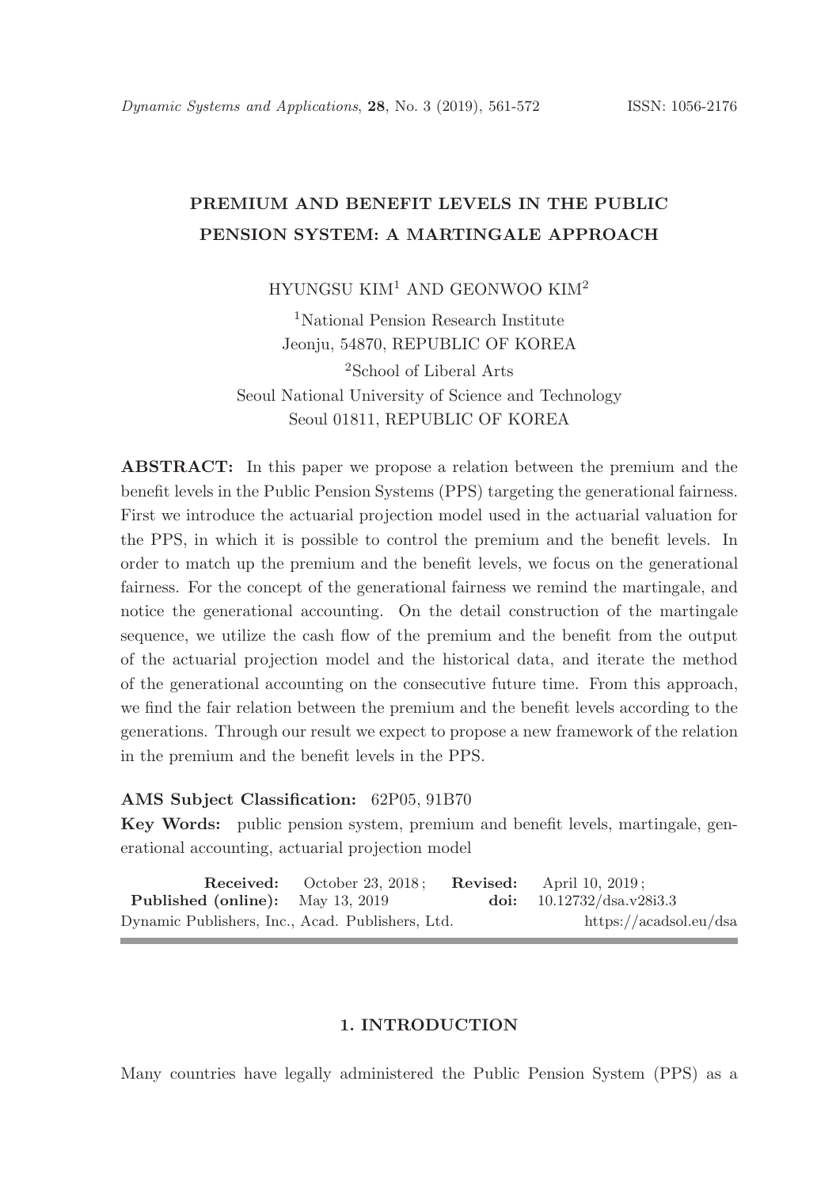# PREMIUM AND BENEFIT LEVELS IN THE PUBLIC PENSION SYSTEM: A MARTINGALE APPROACH

HYUNGSU KIM[1] AND GEONWOO KIM[2]

[1]National Pension Research Institute
Jeonju, 54870, REPUBLIC OF KOREA

[2]School of Liberal Arts
Seoul National University of Science and Technology
Seoul 01811, REPUBLIC OF KOREA

**ABSTRACT:** In this paper we propose a relation between the premium and the benefit levels in the Public Pension Systems (PPS) targeting the generational fairness. First we introduce the actuarial projection model used in the actuarial valuation for the PPS, in which it is possible to control the premium and the benefit levels. In order to match up the premium and the benefit levels, we focus on the generational fairness. For the concept of the generational fairness we remind the martingale, and notice the generational accounting. On the detail construction of the martingale sequence, we utilize the cash flow of the premium and the benefit from the output of the actuarial projection model and the historical data, and iterate the method of the generational accounting on the consecutive future time. From this approach, we find the fair relation between the premium and the benefit levels according to the generations. Through our result we expect to propose a new framework of the relation in the premium and the benefit levels in the PPS.

**AMS Subject Classification:** 62P05, 91B70

**Key Words:** public pension system, premium and benefit levels, martingale, generational accounting, actuarial projection model

**Received:** October 23, 2018; **Revised:** April 10, 2019;
**Published (online):** May 13, 2019 **doi:** 10.12732/dsa.v28i3.3
Dynamic Publishers, Inc., Acad. Publishers, Ltd. https://acadsol.eu/dsa

## 1. INTRODUCTION

Many countries have legally administered the Public Pension System (PPS) as a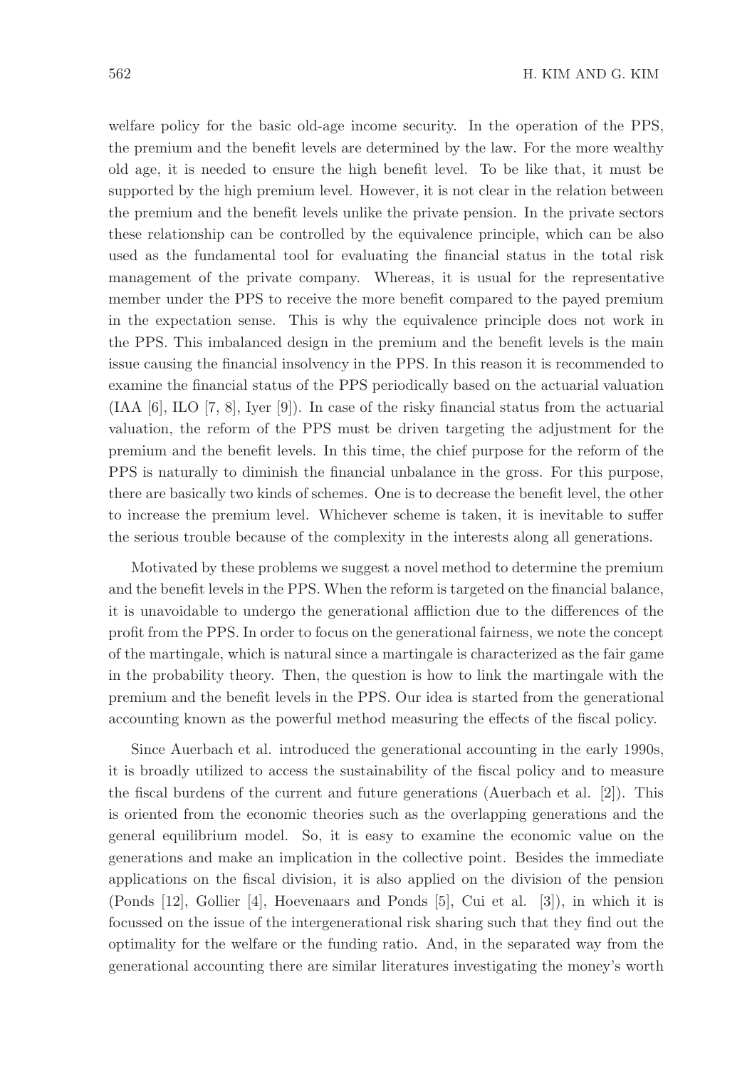welfare policy for the basic old-age income security. In the operation of the PPS, the premium and the benefit levels are determined by the law. For the more wealthy old age, it is needed to ensure the high benefit level. To be like that, it must be supported by the high premium level. However, it is not clear in the relation between the premium and the benefit levels unlike the private pension. In the private sectors these relationship can be controlled by the equivalence principle, which can be also used as the fundamental tool for evaluating the financial status in the total risk management of the private company. Whereas, it is usual for the representative member under the PPS to receive the more benefit compared to the payed premium in the expectation sense. This is why the equivalence principle does not work in the PPS. This imbalanced design in the premium and the benefit levels is the main issue causing the financial insolvency in the PPS. In this reason it is recommended to examine the financial status of the PPS periodically based on the actuarial valuation (IAA [6], ILO [7, 8], Iyer [9]). In case of the risky financial status from the actuarial valuation, the reform of the PPS must be driven targeting the adjustment for the premium and the benefit levels. In this time, the chief purpose for the reform of the PPS is naturally to diminish the financial unbalance in the gross. For this purpose, there are basically two kinds of schemes. One is to decrease the benefit level, the other to increase the premium level. Whichever scheme is taken, it is inevitable to suffer the serious trouble because of the complexity in the interests along all generations.

Motivated by these problems we suggest a novel method to determine the premium and the benefit levels in the PPS. When the reform is targeted on the financial balance, it is unavoidable to undergo the generational affliction due to the differences of the profit from the PPS. In order to focus on the generational fairness, we note the concept of the martingale, which is natural since a martingale is characterized as the fair game in the probability theory. Then, the question is how to link the martingale with the premium and the benefit levels in the PPS. Our idea is started from the generational accounting known as the powerful method measuring the effects of the fiscal policy.

Since Auerbach et al. introduced the generational accounting in the early 1990s, it is broadly utilized to access the sustainability of the fiscal policy and to measure the fiscal burdens of the current and future generations (Auerbach et al. [2]). This is oriented from the economic theories such as the overlapping generations and the general equilibrium model. So, it is easy to examine the economic value on the generations and make an implication in the collective point. Besides the immediate applications on the fiscal division, it is also applied on the division of the pension (Ponds [12], Gollier [4], Hoevenaars and Ponds [5], Cui et al. [3]), in which it is focussed on the issue of the intergenerational risk sharing such that they find out the optimality for the welfare or the funding ratio. And, in the separated way from the generational accounting there are similar literatures investigating the money's worth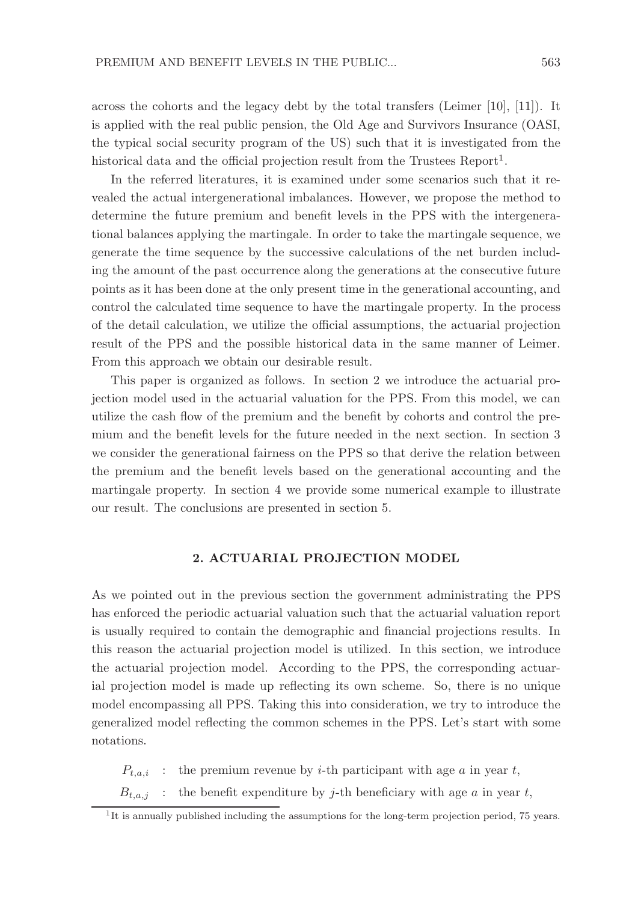across the cohorts and the legacy debt by the total transfers (Leimer [10], [11]). It is applied with the real public pension, the Old Age and Survivors Insurance (OASI, the typical social security program of the US) such that it is investigated from the historical data and the official projection result from the Trustees Report[1].

In the referred literatures, it is examined under some scenarios such that it revealed the actual intergenerational imbalances. However, we propose the method to determine the future premium and benefit levels in the PPS with the intergenerational balances applying the martingale. In order to take the martingale sequence, we generate the time sequence by the successive calculations of the net burden including the amount of the past occurrence along the generations at the consecutive future points as it has been done at the only present time in the generational accounting, and control the calculated time sequence to have the martingale property. In the process of the detail calculation, we utilize the official assumptions, the actuarial projection result of the PPS and the possible historical data in the same manner of Leimer. From this approach we obtain our desirable result.

This paper is organized as follows. In section 2 we introduce the actuarial projection model used in the actuarial valuation for the PPS. From this model, we can utilize the cash flow of the premium and the benefit by cohorts and control the premium and the benefit levels for the future needed in the next section. In section 3 we consider the generational fairness on the PPS so that derive the relation between the premium and the benefit levels based on the generational accounting and the martingale property. In section 4 we provide some numerical example to illustrate our result. The conclusions are presented in section 5.

## 2. ACTUARIAL PROJECTION MODEL

As we pointed out in the previous section the government administrating the PPS has enforced the periodic actuarial valuation such that the actuarial valuation report is usually required to contain the demographic and financial projections results. In this reason the actuarial projection model is utilized. In this section, we introduce the actuarial projection model. According to the PPS, the corresponding actuarial projection model is made up reflecting its own scheme. So, there is no unique model encompassing all PPS. Taking this into consideration, we try to introduce the generalized model reflecting the common schemes in the PPS. Let's start with some notations.

$P_{t,a,i}$ : the premium revenue by $i$-th participant with age $a$ in year $t$,

$B_{t,a,j}$ : the benefit expenditure by $j$-th beneficiary with age $a$ in year $t$,

[1] It is annually published including the assumptions for the long-term projection period, 75 years.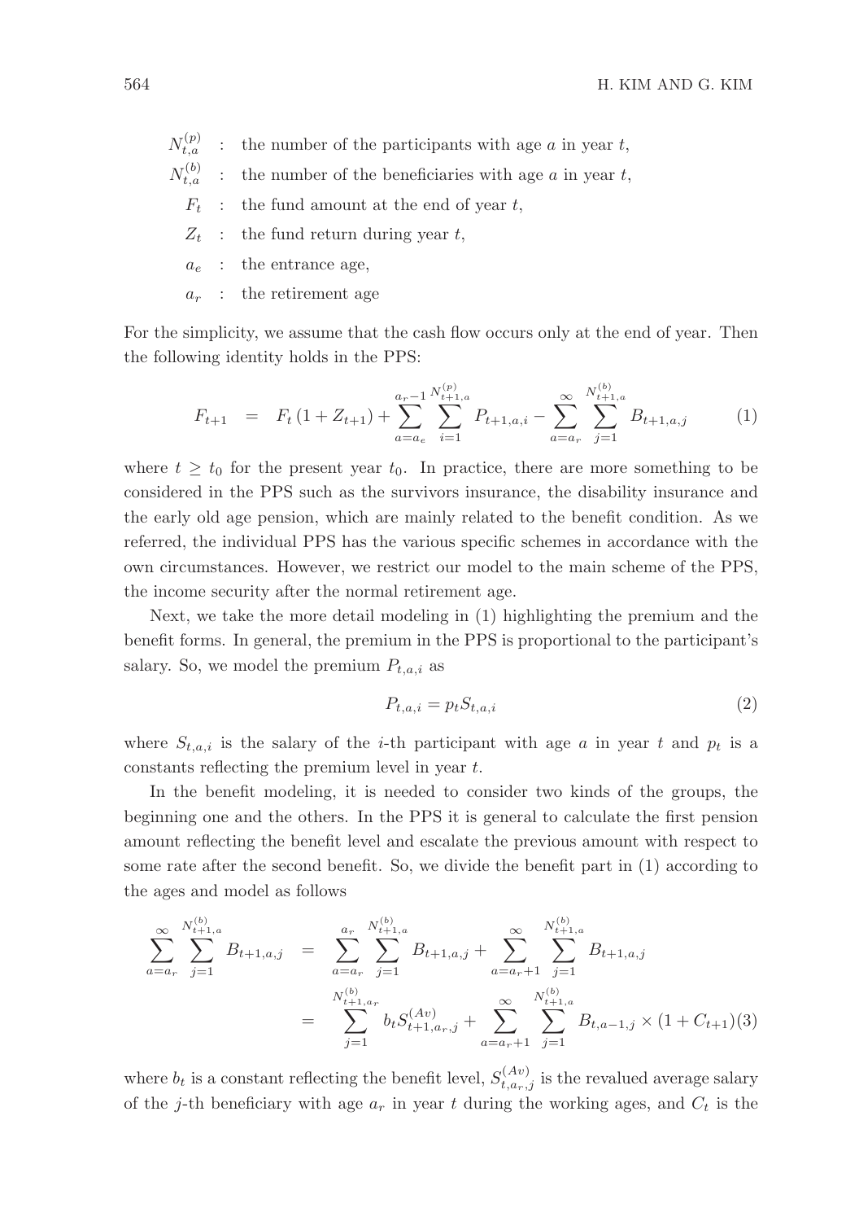$N_{t,a}^{(p)}$ : the number of the participants with age $a$ in year $t$,

$N_{t,a}^{(b)}$ : the number of the beneficiaries with age $a$ in year $t$,

$F_t$ : the fund amount at the end of year $t$,

$Z_t$ : the fund return during year $t$,

$a_e$ : the entrance age,

$a_r$ : the retirement age

For the simplicity, we assume that the cash flow occurs only at the end of year. Then the following identity holds in the PPS:

$$F_{t+1} = F_t(1 + Z_{t+1}) + \sum_{a=a_e}^{a_r-1} \sum_{i=1}^{N_{t+1,a}^{(p)}} P_{t+1,a,i} - \sum_{a=a_r}^{\infty} \sum_{j=1}^{N_{t+1,a}^{(b)}} B_{t+1,a,j} \tag{1}$$

where $t \geq t_0$ for the present year $t_0$. In practice, there are more something to be considered in the PPS such as the survivors insurance, the disability insurance and the early old age pension, which are mainly related to the benefit condition. As we referred, the individual PPS has the various specific schemes in accordance with the own circumstances. However, we restrict our model to the main scheme of the PPS, the income security after the normal retirement age.

Next, we take the more detail modeling in (1) highlighting the premium and the benefit forms. In general, the premium in the PPS is proportional to the participant's salary. So, we model the premium $P_{t,a,i}$ as

$$P_{t,a,i} = p_t S_{t,a,i} \tag{2}$$

where $S_{t,a,i}$ is the salary of the $i$-th participant with age $a$ in year $t$ and $p_t$ is a constants reflecting the premium level in year $t$.

In the benefit modeling, it is needed to consider two kinds of the groups, the beginning one and the others. In the PPS it is general to calculate the first pension amount reflecting the benefit level and escalate the previous amount with respect to some rate after the second benefit. So, we divide the benefit part in (1) according to the ages and model as follows

$$\begin{aligned}
\sum_{a=a_r}^{\infty} \sum_{j=1}^{N_{t+1,a}^{(b)}} B_{t+1,a,j} &= \sum_{a=a_r}^{a_r} \sum_{j=1}^{N_{t+1,a}^{(b)}} B_{t+1,a,j} + \sum_{a=a_r+1}^{\infty} \sum_{j=1}^{N_{t+1,a}^{(b)}} B_{t+1,a,j} \\
&= \sum_{j=1}^{N_{t+1,a_r}^{(b)}} b_t S_{t+1,a_r,j}^{(Av)} + \sum_{a=a_r+1}^{\infty} \sum_{j=1}^{N_{t+1,a}^{(b)}} B_{t,a-1,j} \times (1 + C_{t+1})
\end{aligned} \tag{3}$$

where $b_t$ is a constant reflecting the benefit level, $S_{t,a_r,j}^{(Av)}$ is the revalued average salary of the $j$-th beneficiary with age $a_r$ in year $t$ during the working ages, and $C_t$ is the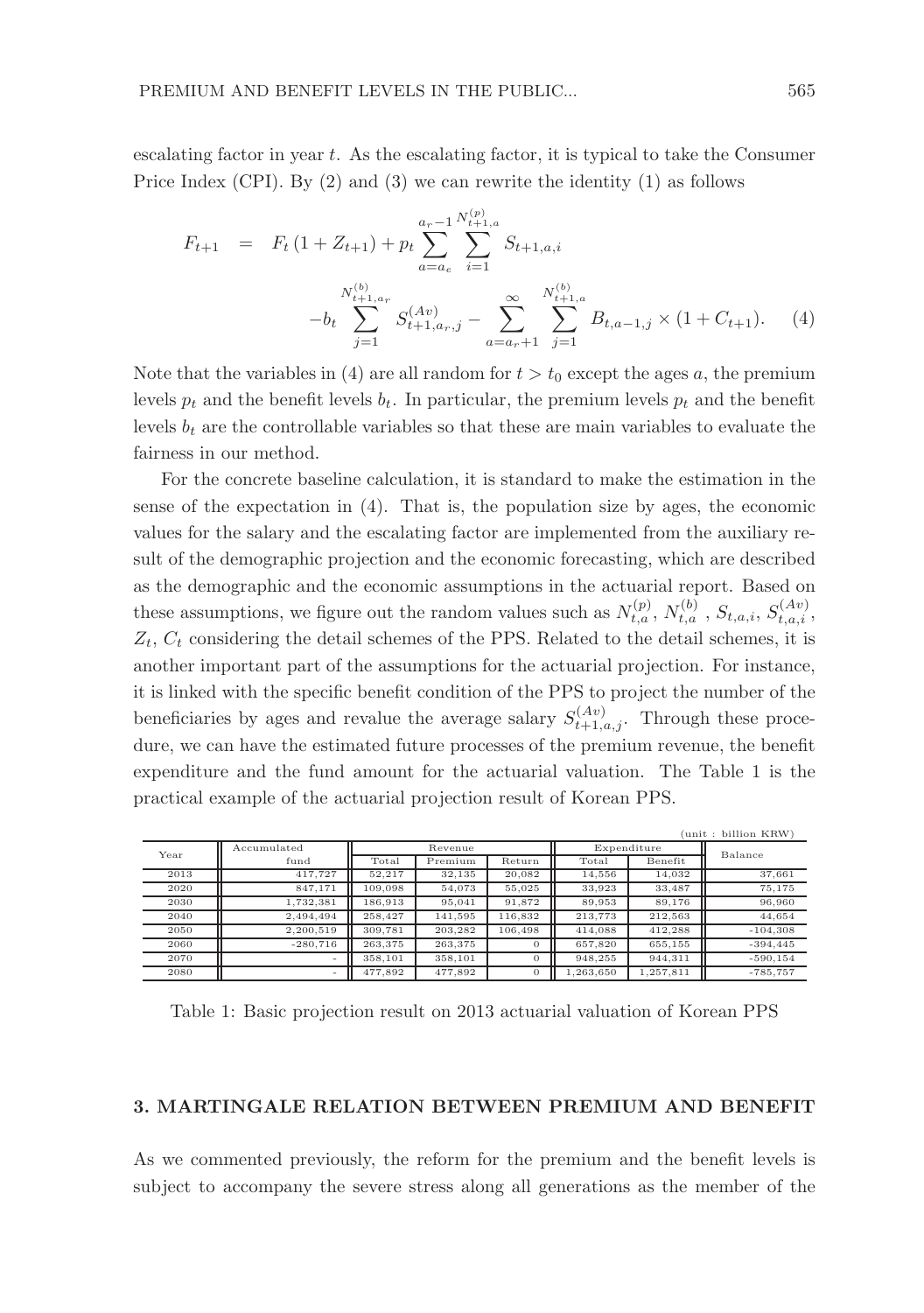escalating factor in year $t$. As the escalating factor, it is typical to take the Consumer Price Index (CPI). By (2) and (3) we can rewrite the identity (1) as follows

$$
\begin{aligned}
F_{t+1} \quad = \quad & F_t\,(1+Z_{t+1}) + p_t \sum_{a=a_e}^{a_r-1} \sum_{i=1}^{N^{(p)}_{t+1,a}} S_{t+1,a,i} \\
& - b_t \sum_{j=1}^{N^{(b)}_{t+1,a_r}} S^{(Av)}_{t+1,a_r,j} - \sum_{a=a_r+1}^{\infty} \sum_{j=1}^{N^{(b)}_{t+1,a}} B_{t,a-1,j} \times (1+C_{t+1}). \qquad (4)
\end{aligned}
$$

Note that the variables in (4) are all random for $t > t_0$ except the ages $a$, the premium levels $p_t$ and the benefit levels $b_t$. In particular, the premium levels $p_t$ and the benefit levels $b_t$ are the controllable variables so that these are main variables to evaluate the fairness in our method.

For the concrete baseline calculation, it is standard to make the estimation in the sense of the expectation in (4). That is, the population size by ages, the economic values for the salary and the escalating factor are implemented from the auxiliary result of the demographic projection and the economic forecasting, which are described as the demographic and the economic assumptions in the actuarial report. Based on these assumptions, we figure out the random values such as $N^{(p)}_{t,a}$, $N^{(b)}_{t,a}$ , $S_{t,a,i}$, $S^{(Av)}_{t,a,i}$, $Z_t$, $C_t$ considering the detail schemes of the PPS. Related to the detail schemes, it is another important part of the assumptions for the actuarial projection. For instance, it is linked with the specific benefit condition of the PPS to project the number of the beneficiaries by ages and revalue the average salary $S^{(Av)}_{t+1,a,j}$. Through these procedure, we can have the estimated future processes of the premium revenue, the benefit expenditure and the fund amount for the actuarial valuation. The Table 1 is the practical example of the actuarial projection result of Korean PPS.

(unit : billion KRW)

| Year | Accumulated fund | Revenue | | | Expenditure | | Balance |
|---|---|---|---|---|---|---|---|
| | | Total | Premium | Return | Total | Benefit | |
| 2013 | 417,727 | 52,217 | 32,135 | 20,082 | 14,556 | 14,032 | 37,661 |
| 2020 | 847,171 | 109,098 | 54,073 | 55,025 | 33,923 | 33,487 | 75,175 |
| 2030 | 1,732,381 | 186,913 | 95,041 | 91,872 | 89,953 | 89,176 | 96,960 |
| 2040 | 2,494,494 | 258,427 | 141,595 | 116,832 | 213,773 | 212,563 | 44,654 |
| 2050 | 2,200,519 | 309,781 | 203,282 | 106,498 | 414,088 | 412,288 | -104,308 |
| 2060 | -280,716 | 263,375 | 263,375 | 0 | 657,820 | 655,155 | -394,445 |
| 2070 | - | 358,101 | 358,101 | 0 | 948,255 | 944,311 | -590,154 |
| 2080 | - | 477,892 | 477,892 | 0 | 1,263,650 | 1,257,811 | -785,757 |

Table 1: Basic projection result on 2013 actuarial valuation of Korean PPS

## 3. MARTINGALE RELATION BETWEEN PREMIUM AND BENEFIT

As we commented previously, the reform for the premium and the benefit levels is subject to accompany the severe stress along all generations as the member of the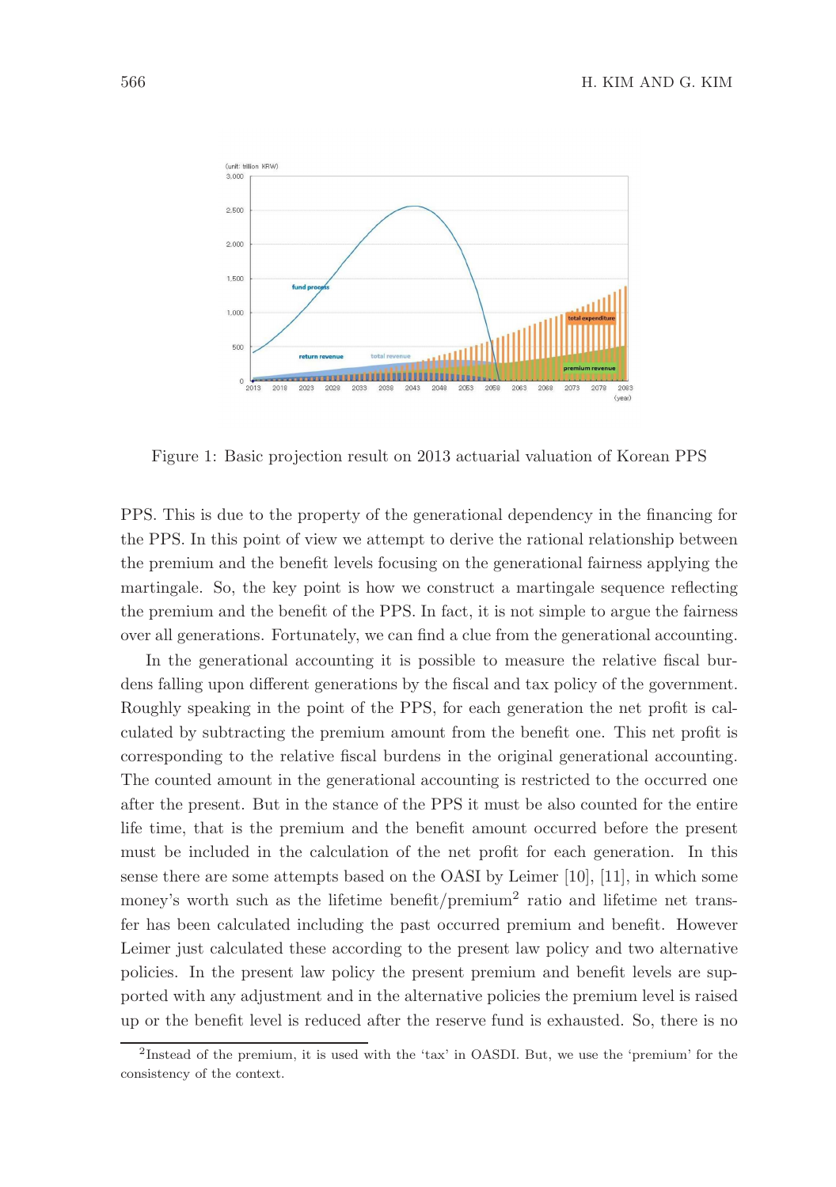Figure 1: Basic projection result on 2013 actuarial valuation of Korean PPS

PPS. This is due to the property of the generational dependency in the financing for the PPS. In this point of view we attempt to derive the rational relationship between the premium and the benefit levels focusing on the generational fairness applying the martingale. So, the key point is how we construct a martingale sequence reflecting the premium and the benefit of the PPS. In fact, it is not simple to argue the fairness over all generations. Fortunately, we can find a clue from the generational accounting.

In the generational accounting it is possible to measure the relative fiscal burdens falling upon different generations by the fiscal and tax policy of the government. Roughly speaking in the point of the PPS, for each generation the net profit is calculated by subtracting the premium amount from the benefit one. This net profit is corresponding to the relative fiscal burdens in the original generational accounting. The counted amount in the generational accounting is restricted to the occurred one after the present. But in the stance of the PPS it must be also counted for the entire life time, that is the premium and the benefit amount occurred before the present must be included in the calculation of the net profit for each generation. In this sense there are some attempts based on the OASI by Leimer [10], [11], in which some money's worth such as the lifetime benefit/premium[2] ratio and lifetime net transfer has been calculated including the past occurred premium and benefit. However Leimer just calculated these according to the present law policy and two alternative policies. In the present law policy the present premium and benefit levels are supported with any adjustment and in the alternative policies the premium level is raised up or the benefit level is reduced after the reserve fund is exhausted. So, there is no

[2]Instead of the premium, it is used with the 'tax' in OASDI. But, we use the 'premium' for the consistency of the context.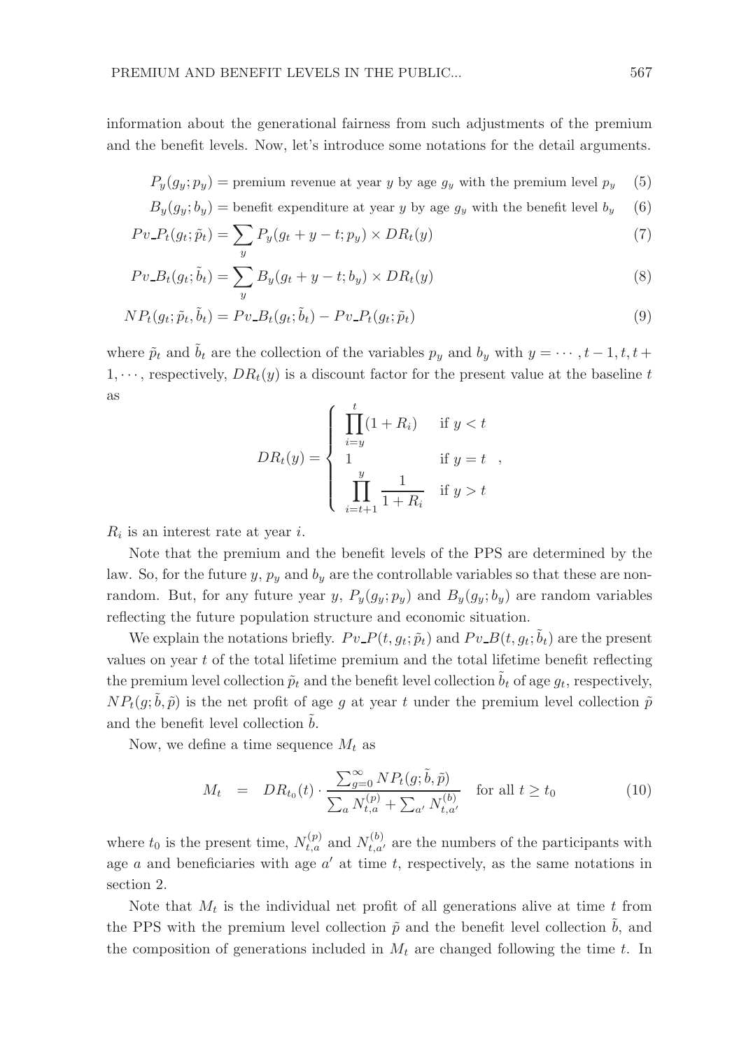information about the generational fairness from such adjustments of the premium and the benefit levels. Now, let's introduce some notations for the detail arguments.

$$P_y(g_y; p_y) = \text{premium revenue at year } y \text{ by age } g_y \text{ with the premium level } p_y \tag{5}$$

$$B_y(g_y; b_y) = \text{benefit expenditure at year } y \text{ by age } g_y \text{ with the benefit level } b_y \tag{6}$$

$$Pv\_P_t(g_t; \tilde{p}_t) = \sum_y P_y(g_t + y - t; p_y) \times DR_t(y) \tag{7}$$

$$Pv\_B_t(g_t; \tilde{b}_t) = \sum_y B_y(g_t + y - t; b_y) \times DR_t(y) \tag{8}$$

$$NP_t(g_t; \tilde{p}_t, \tilde{b}_t) = Pv\_B_t(g_t; \tilde{b}_t) - Pv\_P_t(g_t; \tilde{p}_t) \tag{9}$$

where $\tilde{p}_t$ and $\tilde{b}_t$ are the collection of the variables $p_y$ and $b_y$ with $y = \cdots, t-1, t, t+1, \cdots$, respectively, $DR_t(y)$ is a discount factor for the present value at the baseline $t$ as

$$DR_t(y) = \begin{cases} \prod_{i=y}^{t}(1 + R_i) & \text{if } y < t \\ 1 & \text{if } y = t \\ \prod_{i=t+1}^{y} \frac{1}{1 + R_i} & \text{if } y > t \end{cases},$$

$R_i$ is an interest rate at year $i$.

Note that the premium and the benefit levels of the PPS are determined by the law. So, for the future $y$, $p_y$ and $b_y$ are the controllable variables so that these are non-random. But, for any future year $y$, $P_y(g_y; p_y)$ and $B_y(g_y; b_y)$ are random variables reflecting the future population structure and economic situation.

We explain the notations briefly. $Pv\_P(t, g_t; \tilde{p}_t)$ and $Pv\_B(t, g_t; \tilde{b}_t)$ are the present values on year $t$ of the total lifetime premium and the total lifetime benefit reflecting the premium level collection $\tilde{p}_t$ and the benefit level collection $\tilde{b}_t$ of age $g_t$, respectively, $NP_t(g; \tilde{b}, \tilde{p})$ is the net profit of age $g$ at year $t$ under the premium level collection $\tilde{p}$ and the benefit level collection $\tilde{b}$.

Now, we define a time sequence $M_t$ as

$$M_t \quad = \quad DR_{t_0}(t) \cdot \frac{\sum_{g=0}^{\infty} NP_t(g; \tilde{b}, \tilde{p})}{\sum_a N_{t,a}^{(p)} + \sum_{a'} N_{t,a'}^{(b)}} \quad \text{for all } t \geq t_0 \tag{10}$$

where $t_0$ is the present time, $N_{t,a}^{(p)}$ and $N_{t,a'}^{(b)}$ are the numbers of the participants with age $a$ and beneficiaries with age $a'$ at time $t$, respectively, as the same notations in section 2.

Note that $M_t$ is the individual net profit of all generations alive at time $t$ from the PPS with the premium level collection $\tilde{p}$ and the benefit level collection $\tilde{b}$, and the composition of generations included in $M_t$ are changed following the time $t$. In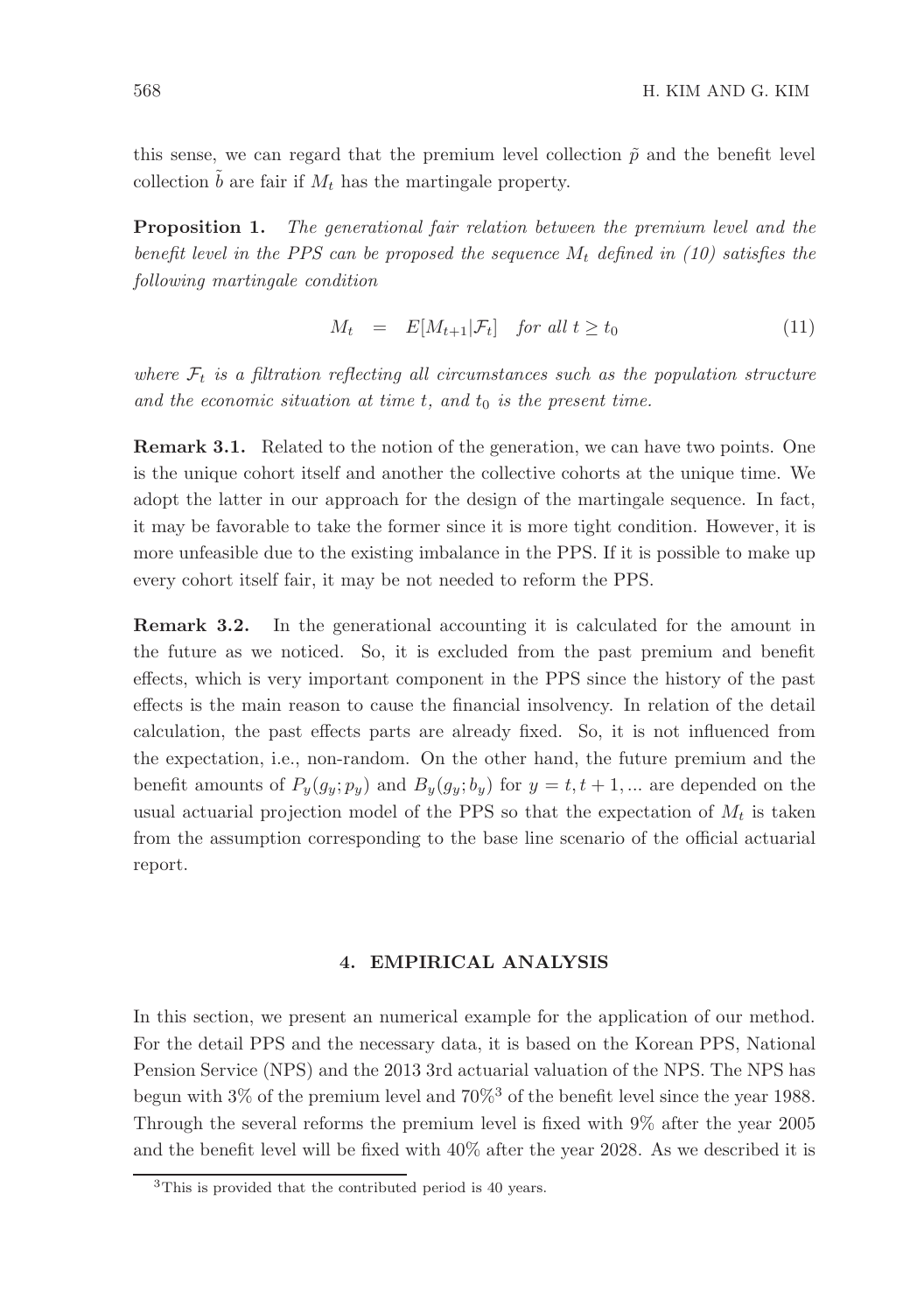this sense, we can regard that the premium level collection $\tilde{p}$ and the benefit level collection $\tilde{b}$ are fair if $M_t$ has the martingale property.

**Proposition 1.** *The generational fair relation between the premium level and the benefit level in the PPS can be proposed the sequence $M_t$ defined in (10) satisfies the following martingale condition*

$$M_t \quad = \quad E[M_{t+1}|\mathcal{F}_t] \quad \text{for all } t \geq t_0 \tag{11}$$

*where $\mathcal{F}_t$ is a filtration reflecting all circumstances such as the population structure and the economic situation at time $t$, and $t_0$ is the present time.*

**Remark 3.1.** Related to the notion of the generation, we can have two points. One is the unique cohort itself and another the collective cohorts at the unique time. We adopt the latter in our approach for the design of the martingale sequence. In fact, it may be favorable to take the former since it is more tight condition. However, it is more unfeasible due to the existing imbalance in the PPS. If it is possible to make up every cohort itself fair, it may be not needed to reform the PPS.

**Remark 3.2.** In the generational accounting it is calculated for the amount in the future as we noticed. So, it is excluded from the past premium and benefit effects, which is very important component in the PPS since the history of the past effects is the main reason to cause the financial insolvency. In relation of the detail calculation, the past effects parts are already fixed. So, it is not influenced from the expectation, i.e., non-random. On the other hand, the future premium and the benefit amounts of $P_y(g_y; p_y)$ and $B_y(g_y; b_y)$ for $y = t, t+1, ...$ are depended on the usual actuarial projection model of the PPS so that the expectation of $M_t$ is taken from the assumption corresponding to the base line scenario of the official actuarial report.

## 4. EMPIRICAL ANALYSIS

In this section, we present an numerical example for the application of our method. For the detail PPS and the necessary data, it is based on the Korean PPS, National Pension Service (NPS) and the 2013 3rd actuarial valuation of the NPS. The NPS has begun with 3% of the premium level and 70%[3] of the benefit level since the year 1988. Through the several reforms the premium level is fixed with 9% after the year 2005 and the benefit level will be fixed with 40% after the year 2028. As we described it is

[3]This is provided that the contributed period is 40 years.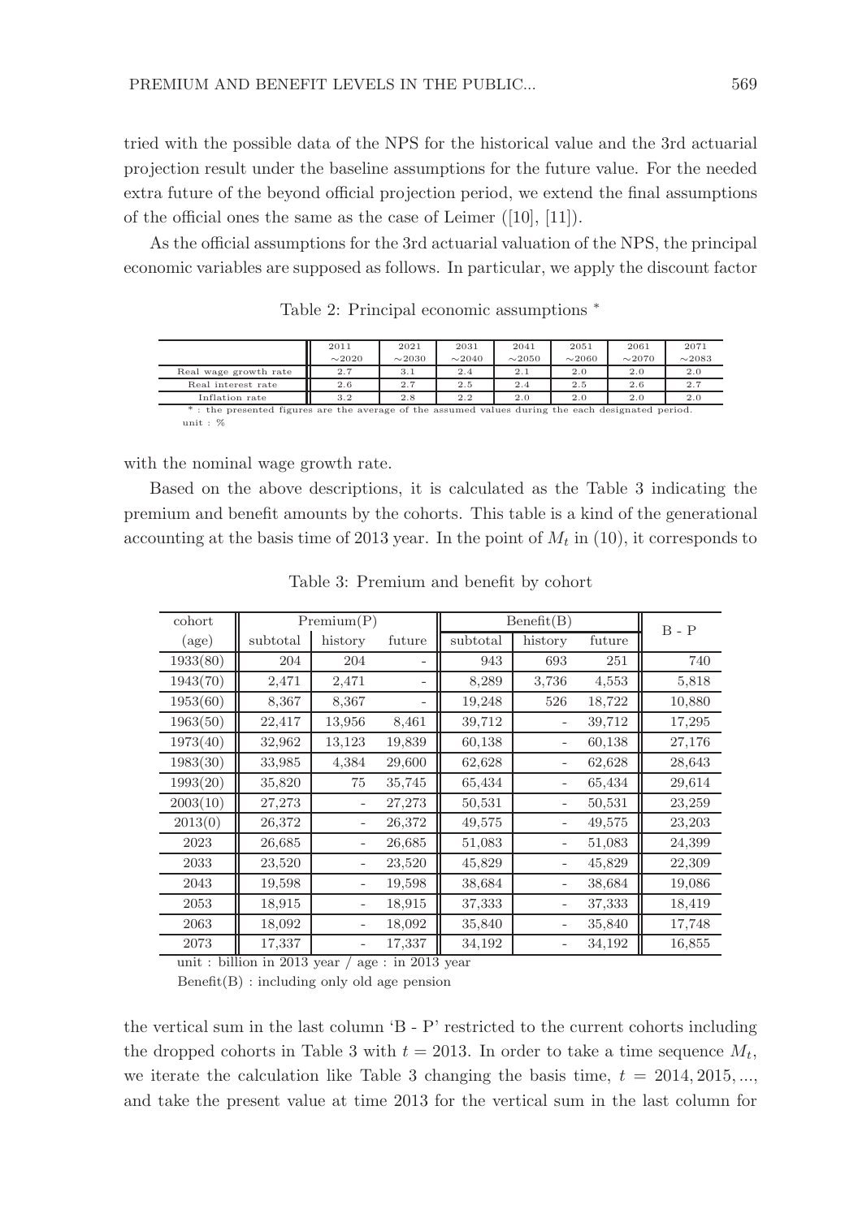tried with the possible data of the NPS for the historical value and the 3rd actuarial projection result under the baseline assumptions for the future value. For the needed extra future of the beyond official projection period, we extend the final assumptions of the official ones the same as the case of Leimer ([10], [11]).

As the official assumptions for the 3rd actuarial valuation of the NPS, the principal economic variables are supposed as follows. In particular, we apply the discount factor

Table 2: Principal economic assumptions *

| | 2011 ∼2020 | 2021 ∼2030 | 2031 ∼2040 | 2041 ∼2050 | 2051 ∼2060 | 2061 ∼2070 | 2071 ∼2083 |
|---|---|---|---|---|---|---|---|
| Real wage growth rate | 2.7 | 3.1 | 2.4 | 2.1 | 2.0 | 2.0 | 2.0 |
| Real interest rate | 2.6 | 2.7 | 2.5 | 2.4 | 2.5 | 2.6 | 2.7 |
| Inflation rate | 3.2 | 2.8 | 2.2 | 2.0 | 2.0 | 2.0 | 2.0 |

* : the presented figures are the average of the assumed values during the each designated period.
unit : %

with the nominal wage growth rate.

Based on the above descriptions, it is calculated as the Table 3 indicating the premium and benefit amounts by the cohorts. This table is a kind of the generational accounting at the basis time of 2013 year. In the point of $M_t$ in (10), it corresponds to

Table 3: Premium and benefit by cohort

| cohort | Premium(P) | | | Benefit(B) | | | B - P |
|---|---|---|---|---|---|---|---|
| (age) | subtotal | history | future | subtotal | history | future | |
| 1933(80) | 204 | 204 | - | 943 | 693 | 251 | 740 |
| 1943(70) | 2,471 | 2,471 | - | 8,289 | 3,736 | 4,553 | 5,818 |
| 1953(60) | 8,367 | 8,367 | - | 19,248 | 526 | 18,722 | 10,880 |
| 1963(50) | 22,417 | 13,956 | 8,461 | 39,712 | - | 39,712 | 17,295 |
| 1973(40) | 32,962 | 13,123 | 19,839 | 60,138 | - | 60,138 | 27,176 |
| 1983(30) | 33,985 | 4,384 | 29,600 | 62,628 | - | 62,628 | 28,643 |
| 1993(20) | 35,820 | 75 | 35,745 | 65,434 | - | 65,434 | 29,614 |
| 2003(10) | 27,273 | - | 27,273 | 50,531 | - | 50,531 | 23,259 |
| 2013(0) | 26,372 | - | 26,372 | 49,575 | - | 49,575 | 23,203 |
| 2023 | 26,685 | - | 26,685 | 51,083 | - | 51,083 | 24,399 |
| 2033 | 23,520 | - | 23,520 | 45,829 | - | 45,829 | 22,309 |
| 2043 | 19,598 | - | 19,598 | 38,684 | - | 38,684 | 19,086 |
| 2053 | 18,915 | - | 18,915 | 37,333 | - | 37,333 | 18,419 |
| 2063 | 18,092 | - | 18,092 | 35,840 | - | 35,840 | 17,748 |
| 2073 | 17,337 | - | 17,337 | 34,192 | - | 34,192 | 16,855 |

unit : billion in 2013 year / age : in 2013 year

Benefit(B) : including only old age pension

the vertical sum in the last column 'B - P' restricted to the current cohorts including the dropped cohorts in Table 3 with $t = 2013$. In order to take a time sequence $M_t$, we iterate the calculation like Table 3 changing the basis time, $t = 2014, 2015, ...,$ and take the present value at time 2013 for the vertical sum in the last column for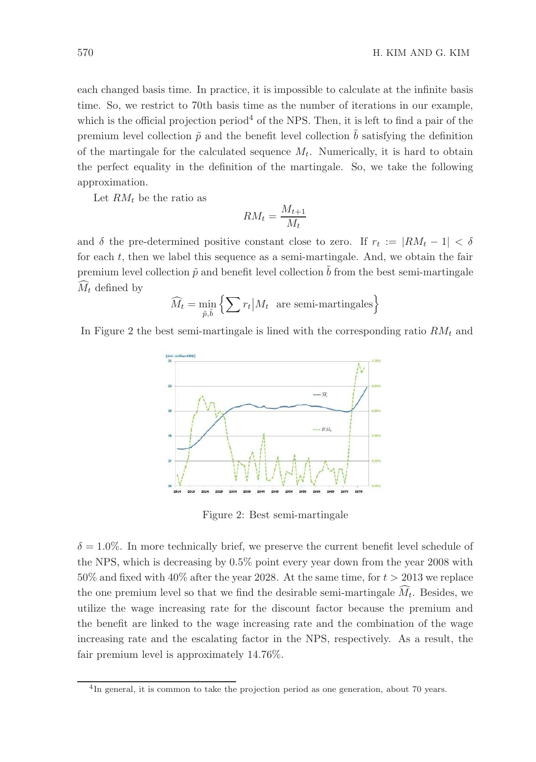each changed basis time. In practice, it is impossible to calculate at the infinite basis time. So, we restrict to 70th basis time as the number of iterations in our example, which is the official projection period[4] of the NPS. Then, it is left to find a pair of the premium level collection $\tilde{p}$ and the benefit level collection $\tilde{b}$ satisfying the definition of the martingale for the calculated sequence $M_t$. Numerically, it is hard to obtain the perfect equality in the definition of the martingale. So, we take the following approximation.

Let $RM_t$ be the ratio as

$$RM_t = \frac{M_{t+1}}{M_t}$$

and $\delta$ the pre-determined positive constant close to zero. If $r_t := |RM_t - 1| < \delta$ for each $t$, then we label this sequence as a semi-martingale. And, we obtain the fair premium level collection $\tilde{p}$ and benefit level collection $\tilde{b}$ from the best semi-martingale $\widehat{M_t}$ defined by

$$\widehat{M_t} = \min_{\tilde{p},\tilde{b}} \left\{ \sum r_t \middle| M_t \text{ are semi-martingales} \right\}$$

In Figure 2 the best semi-martingale is lined with the corresponding ratio $RM_t$ and

Figure 2: Best semi-martingale

$\delta = 1.0\%$. In more technically brief, we preserve the current benefit level schedule of the NPS, which is decreasing by 0.5% point every year down from the year 2008 with 50% and fixed with 40% after the year 2028. At the same time, for $t > 2013$ we replace the one premium level so that we find the desirable semi-martingale $\widehat{M_t}$. Besides, we utilize the wage increasing rate for the discount factor because the premium and the benefit are linked to the wage increasing rate and the combination of the wage increasing rate and the escalating factor in the NPS, respectively. As a result, the fair premium level is approximately 14.76%.

[4] In general, it is common to take the projection period as one generation, about 70 years.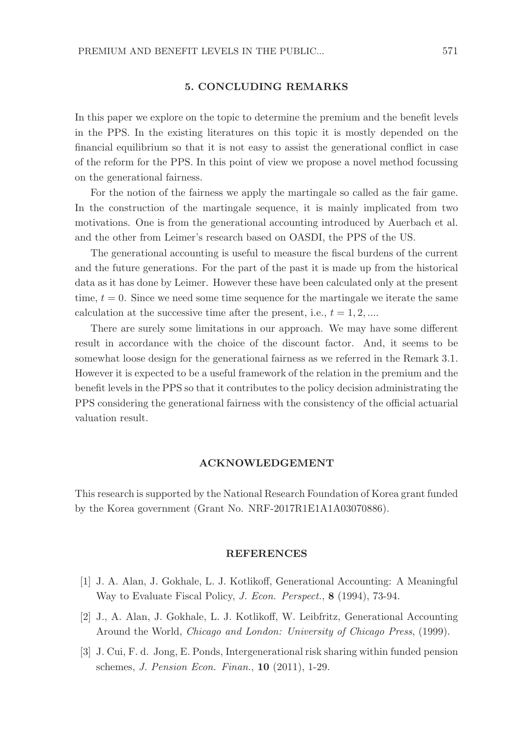## 5. CONCLUDING REMARKS

In this paper we explore on the topic to determine the premium and the benefit levels in the PPS. In the existing literatures on this topic it is mostly depended on the financial equilibrium so that it is not easy to assist the generational conflict in case of the reform for the PPS. In this point of view we propose a novel method focussing on the generational fairness.

For the notion of the fairness we apply the martingale so called as the fair game. In the construction of the martingale sequence, it is mainly implicated from two motivations. One is from the generational accounting introduced by Auerbach et al. and the other from Leimer's research based on OASDI, the PPS of the US.

The generational accounting is useful to measure the fiscal burdens of the current and the future generations. For the part of the past it is made up from the historical data as it has done by Leimer. However these have been calculated only at the present time, $t = 0$. Since we need some time sequence for the martingale we iterate the same calculation at the successive time after the present, i.e., $t = 1, 2, ....$

There are surely some limitations in our approach. We may have some different result in accordance with the choice of the discount factor. And, it seems to be somewhat loose design for the generational fairness as we referred in the Remark 3.1. However it is expected to be a useful framework of the relation in the premium and the benefit levels in the PPS so that it contributes to the policy decision administrating the PPS considering the generational fairness with the consistency of the official actuarial valuation result.

## ACKNOWLEDGEMENT

This research is supported by the National Research Foundation of Korea grant funded by the Korea government (Grant No. NRF-2017R1E1A1A03070886).

## REFERENCES

[1] J. A. Alan, J. Gokhale, L. J. Kotlikoff, Generational Accounting: A Meaningful Way to Evaluate Fiscal Policy, *J. Econ. Perspect.*, **8** (1994), 73-94.

[2] J., A. Alan, J. Gokhale, L. J. Kotlikoff, W. Leibfritz, Generational Accounting Around the World, *Chicago and London: University of Chicago Press*, (1999).

[3] J. Cui, F. d. Jong, E. Ponds, Intergenerational risk sharing within funded pension schemes, *J. Pension Econ. Finan.*, **10** (2011), 1-29.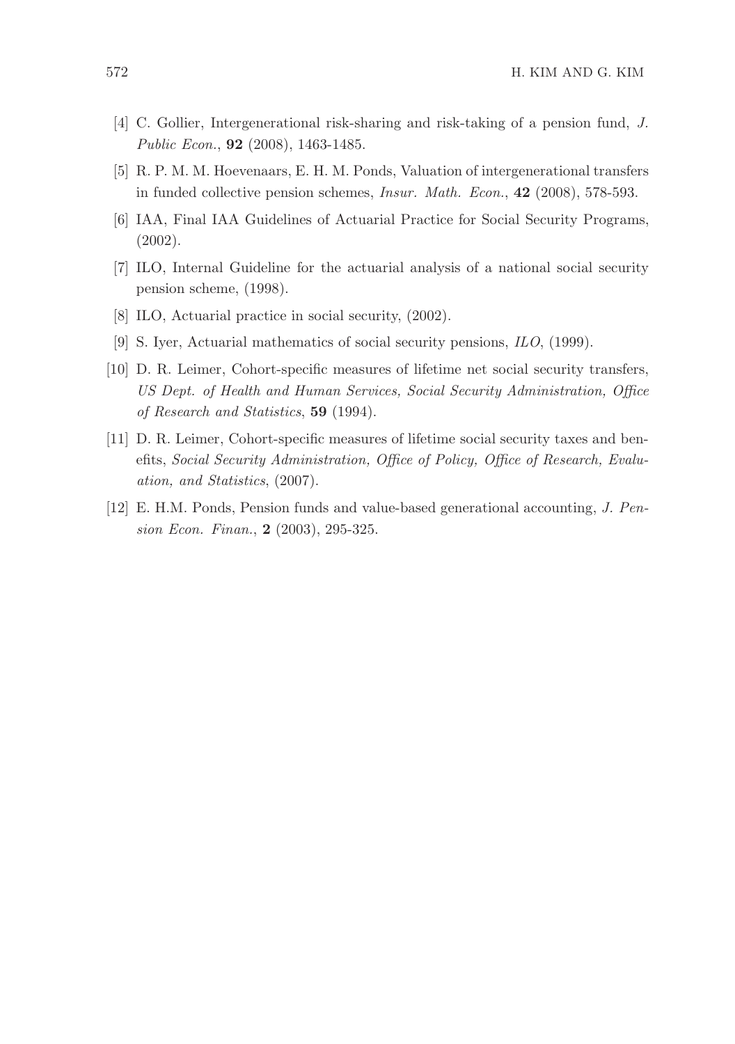[4] C. Gollier, Intergenerational risk-sharing and risk-taking of a pension fund, *J. Public Econ.*, **92** (2008), 1463-1485.

[5] R. P. M. M. Hoevenaars, E. H. M. Ponds, Valuation of intergenerational transfers in funded collective pension schemes, *Insur. Math. Econ.*, **42** (2008), 578-593.

[6] IAA, Final IAA Guidelines of Actuarial Practice for Social Security Programs, (2002).

[7] ILO, Internal Guideline for the actuarial analysis of a national social security pension scheme, (1998).

[8] ILO, Actuarial practice in social security, (2002).

[9] S. Iyer, Actuarial mathematics of social security pensions, *ILO*, (1999).

[10] D. R. Leimer, Cohort-specific measures of lifetime net social security transfers, *US Dept. of Health and Human Services, Social Security Administration, Office of Research and Statistics*, **59** (1994).

[11] D. R. Leimer, Cohort-specific measures of lifetime social security taxes and benefits, *Social Security Administration, Office of Policy, Office of Research, Evaluation, and Statistics*, (2007).

[12] E. H.M. Ponds, Pension funds and value-based generational accounting, *J. Pension Econ. Finan.*, **2** (2003), 295-325.